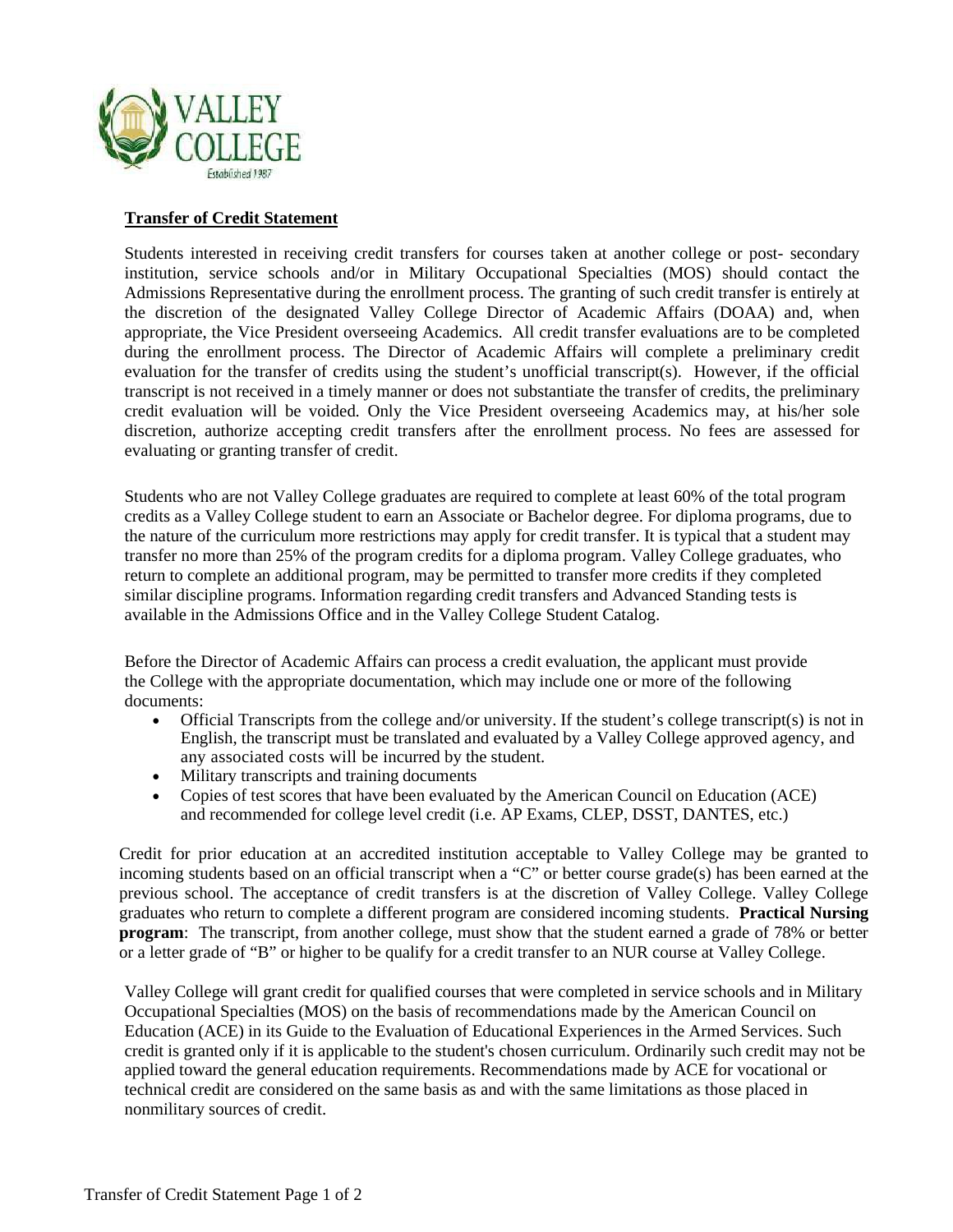VALLEY COLLEGE
Established 1987

## Transfer of Credit Statement

Students interested in receiving credit transfers for courses taken at another college or post- secondary institution, service schools and/or in Military Occupational Specialties (MOS) should contact the Admissions Representative during the enrollment process. The granting of such credit transfer is entirely at the discretion of the designated Valley College Director of Academic Affairs (DOAA) and, when appropriate, the Vice President overseeing Academics. All credit transfer evaluations are to be completed during the enrollment process. The Director of Academic Affairs will complete a preliminary credit evaluation for the transfer of credits using the student's unofficial transcript(s). However, if the official transcript is not received in a timely manner or does not substantiate the transfer of credits, the preliminary credit evaluation will be voided. Only the Vice President overseeing Academics may, at his/her sole discretion, authorize accepting credit transfers after the enrollment process. No fees are assessed for evaluating or granting transfer of credit.

Students who are not Valley College graduates are required to complete at least 60% of the total program credits as a Valley College student to earn an Associate or Bachelor degree. For diploma programs, due to the nature of the curriculum more restrictions may apply for credit transfer. It is typical that a student may transfer no more than 25% of the program credits for a diploma program. Valley College graduates, who return to complete an additional program, may be permitted to transfer more credits if they completed similar discipline programs. Information regarding credit transfers and Advanced Standing tests is available in the Admissions Office and in the Valley College Student Catalog.

Before the Director of Academic Affairs can process a credit evaluation, the applicant must provide the College with the appropriate documentation, which may include one or more of the following documents:

- Official Transcripts from the college and/or university. If the student's college transcript(s) is not in English, the transcript must be translated and evaluated by a Valley College approved agency, and any associated costs will be incurred by the student.
- Military transcripts and training documents
- Copies of test scores that have been evaluated by the American Council on Education (ACE) and recommended for college level credit (i.e. AP Exams, CLEP, DSST, DANTES, etc.)

Credit for prior education at an accredited institution acceptable to Valley College may be granted to incoming students based on an official transcript when a "C" or better course grade(s) has been earned at the previous school. The acceptance of credit transfers is at the discretion of Valley College. Valley College graduates who return to complete a different program are considered incoming students. **Practical Nursing program**: The transcript, from another college, must show that the student earned a grade of 78% or better or a letter grade of "B" or higher to be qualify for a credit transfer to an NUR course at Valley College.

Valley College will grant credit for qualified courses that were completed in service schools and in Military Occupational Specialties (MOS) on the basis of recommendations made by the American Council on Education (ACE) in its Guide to the Evaluation of Educational Experiences in the Armed Services. Such credit is granted only if it is applicable to the student's chosen curriculum. Ordinarily such credit may not be applied toward the general education requirements. Recommendations made by ACE for vocational or technical credit are considered on the same basis as and with the same limitations as those placed in nonmilitary sources of credit.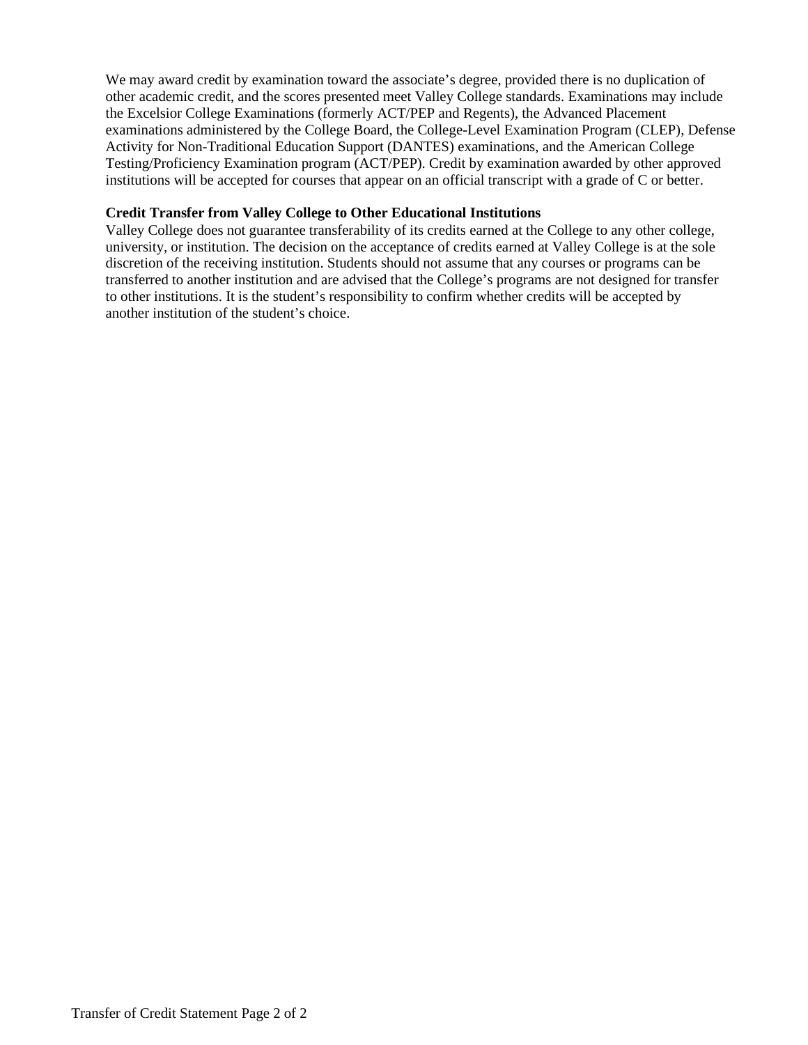We may award credit by examination toward the associate's degree, provided there is no duplication of other academic credit, and the scores presented meet Valley College standards. Examinations may include the Excelsior College Examinations (formerly ACT/PEP and Regents), the Advanced Placement examinations administered by the College Board, the College-Level Examination Program (CLEP), Defense Activity for Non-Traditional Education Support (DANTES) examinations, and the American College Testing/Proficiency Examination program (ACT/PEP). Credit by examination awarded by other approved institutions will be accepted for courses that appear on an official transcript with a grade of C or better.

**Credit Transfer from Valley College to Other Educational Institutions**

Valley College does not guarantee transferability of its credits earned at the College to any other college, university, or institution. The decision on the acceptance of credits earned at Valley College is at the sole discretion of the receiving institution. Students should not assume that any courses or programs can be transferred to another institution and are advised that the College's programs are not designed for transfer to other institutions. It is the student's responsibility to confirm whether credits will be accepted by another institution of the student's choice.